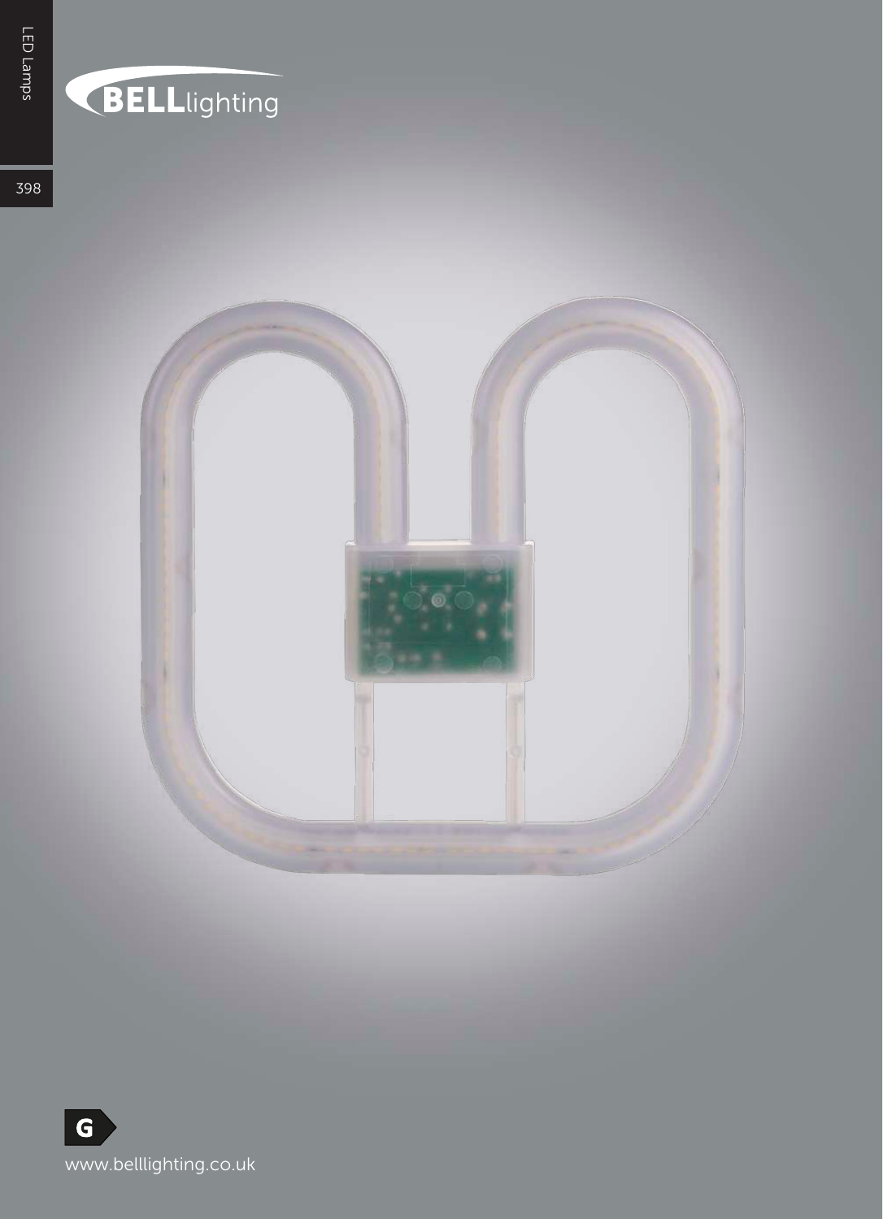BELLlighting

G

www.belllighting.co.uk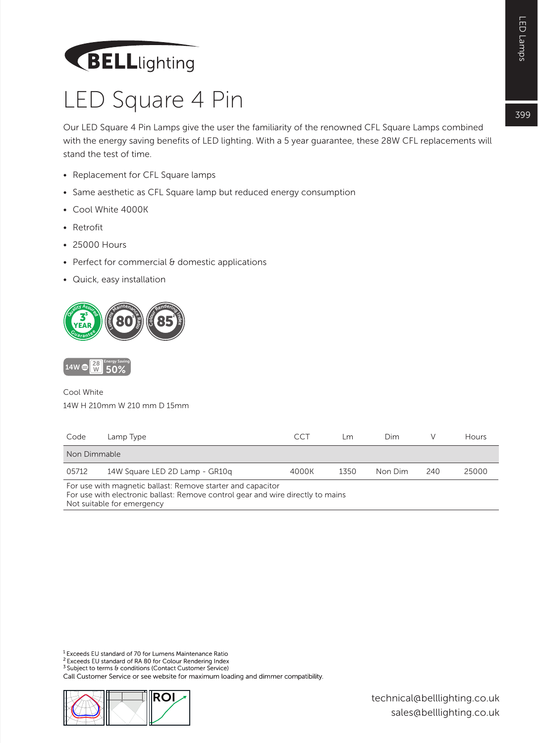BELLlighting

# LED Square 4 Pin

Our LED Square 4 Pin Lamps give the user the familiarity of the renowned CFL Square Lamps combined with the energy saving benefits of LED lighting. With a 5 year guarantee, these 28W CFL replacements will stand the test of time.

- Replacement for CFL Square lamps
- Same aesthetic as CFL Square lamp but reduced energy consumption
- Cool White 4000K
- Retrofit
- 25000 Hours
- Perfect for commercial & domestic applications
- Quick, easy installation

Quality Assured 3[3] YEAR Guarantee | Lumens Maintenance Ratio 80[1] | Colour Rendering Index 85[2]

14W = 28W Energy Saving 50%

Cool White

14W H 210mm W 210 mm D 15mm

| Code | Lamp Type | CCT | Lm | Dim | V | Hours |
|---|---|---|---|---|---|---|
| Non Dimmable | | | | | | |
| 05712 | 14W Square LED 2D Lamp - GR10q | 4000K | 1350 | Non Dim | 240 | 25000 |

For use with magnetic ballast: Remove starter and capacitor
For use with electronic ballast: Remove control gear and wire directly to mains
Not suitable for emergency

[1] Exceeds EU standard of 70 for Lumens Maintenance Ratio
[2] Exceeds EU standard of RA 80 for Colour Rendering Index
[3] Subject to terms & conditions (Contact Customer Service)
Call Customer Service or see website for maximum loading and dimmer compatibility.

ROI

technical@belllighting.co.uk
sales@belllighting.co.uk